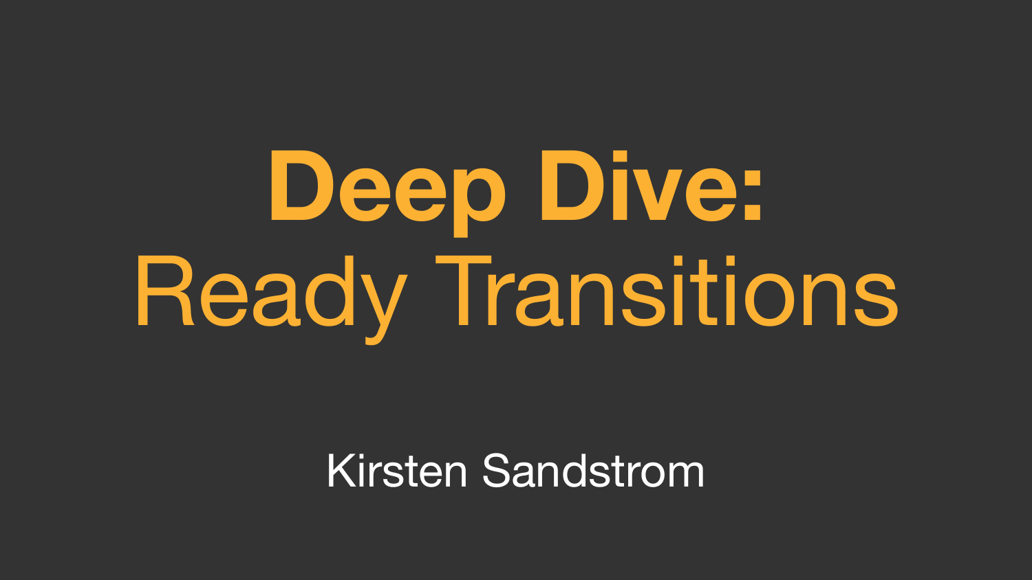# **Deep Dive:**
# Ready Transitions

Kirsten Sandstrom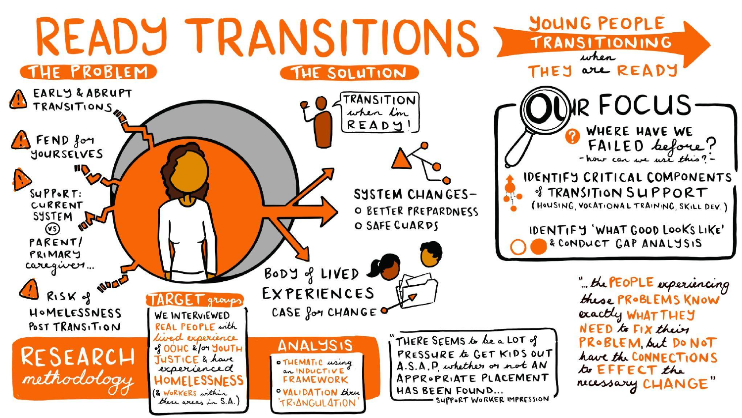# READY TRANSITIONS

**YOUNG PEOPLE TRANSITIONING when THEY are READY**

## THE PROBLEM

- EARLY & ABRUPT TRANSITIONS
- FEND for YOURSELVES
- SUPPORT: CURRENT SYSTEM vs PARENT/ PRIMARY caregiver...
- RISK of HOMELESSNESS POST TRANSITION

## THE SOLUTION

"TRANSITION when I'm READY!"

SYSTEM CHANGES –
- BETTER PREPARDNESS
- SAFEGUARDS

BODY of LIVED EXPERIENCES CASE for CHANGE

## OUR FOCUS

- WHERE HAVE WE FAILED before? – how can we use this? –
- IDENTIFY CRITICAL COMPONENTS of TRANSITION SUPPORT (HOUSING, VOCATIONAL TRAINING, SKILL DEV.)
- IDENTIFY 'WHAT GOOD LOOKS LIKE' & CONDUCT GAP ANALYSIS

## RESEARCH methodology

### TARGET groups

WE INTERVIEWED REAL PEOPLE with lived experience of OOHC &/or YOUTH JUSTICE & have experienced HOMELESSNESS (& WORKERS within these areas in S.A.)

### ANALYSIS

- THEMATIC using an INDUCTIVE FRAMEWORK
- VALIDATION thru 'TRIANGULATION'

"THERE SEEMS to be a LOT of PRESSURE to GET KIDS OUT A.S.A.P, whether or not AN APPROPRIATE PLACEMENT HAS BEEN FOUND..."
SUPPORT WORKER IMPRESSION

"... the PEOPLE experiencing these PROBLEMS KNOW exactly WHAT THEY NEED to FIX their PROBLEM, but DO NOT have the CONNECTIONS to EFFECT the necessary CHANGE"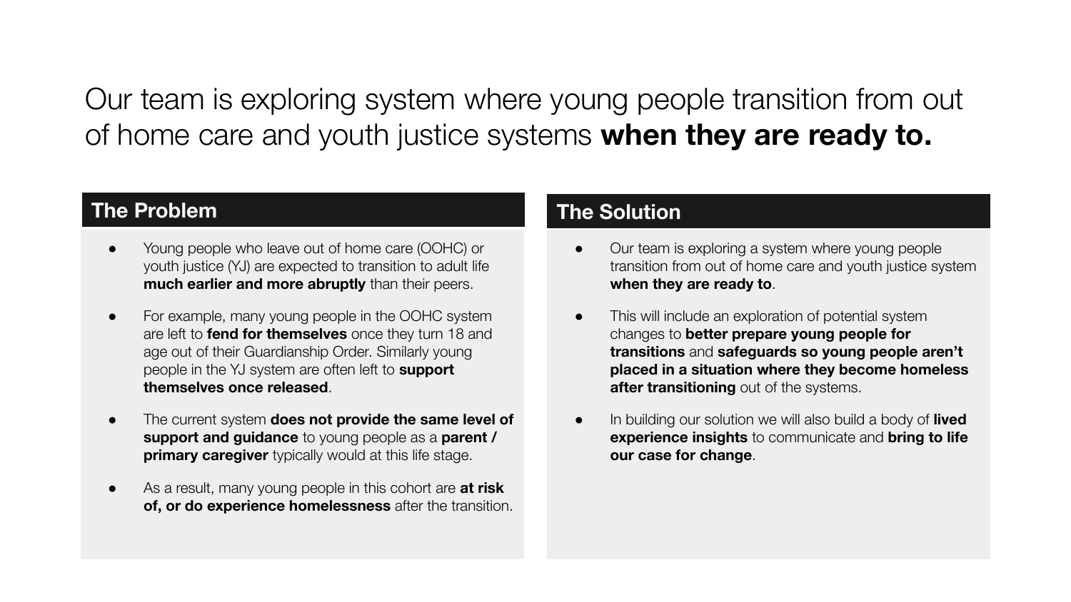# Our team is exploring system where young people transition from out of home care and youth justice systems **when they are ready to.**

## The Problem

- Young people who leave out of home care (OOHC) or youth justice (YJ) are expected to transition to adult life **much earlier and more abruptly** than their peers.
- For example, many young people in the OOHC system are left to **fend for themselves** once they turn 18 and age out of their Guardianship Order. Similarly young people in the YJ system are often left to **support themselves once released**.
- The current system **does not provide the same level of support and guidance** to young people as a **parent / primary caregiver** typically would at this life stage.
- As a result, many young people in this cohort are **at risk of, or do experience homelessness** after the transition.

## The Solution

- Our team is exploring a system where young people transition from out of home care and youth justice system **when they are ready to**.
- This will include an exploration of potential system changes to **better prepare young people for transitions** and **safeguards so young people aren't placed in a situation where they become homeless after transitioning** out of the systems.
- In building our solution we will also build a body of **lived experience insights** to communicate and **bring to life our case for change**.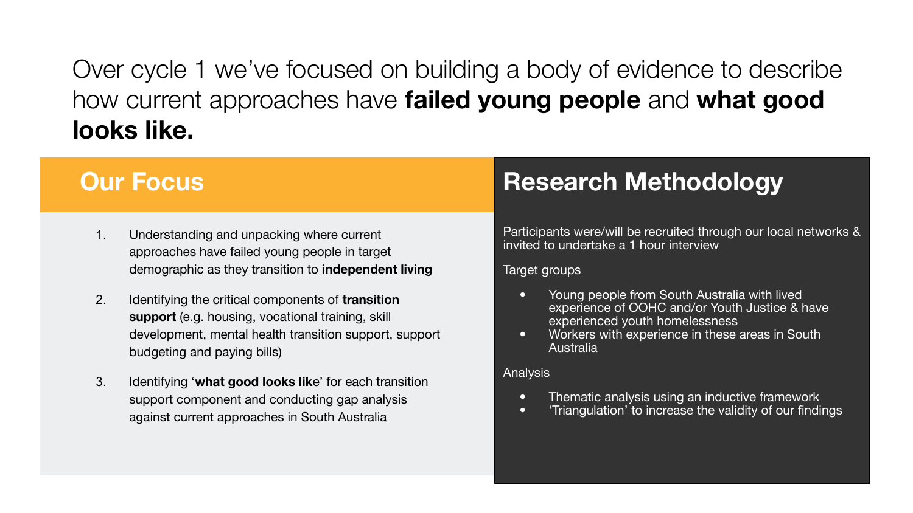# Over cycle 1 we've focused on building a body of evidence to describe how current approaches have **failed young people** and **what good looks like.**

## Our Focus

1. Understanding and unpacking where current approaches have failed young people in target demographic as they transition to **independent living**
2. Identifying the critical components of **transition support** (e.g. housing, vocational training, skill development, mental health transition support, support budgeting and paying bills)
3. Identifying '**what good looks lik**e' for each transition support component and conducting gap analysis against current approaches in South Australia

## Research Methodology

Participants were/will be recruited through our local networks & invited to undertake a 1 hour interview

Target groups

- Young people from South Australia with lived experience of OOHC and/or Youth Justice & have experienced youth homelessness
- Workers with experience in these areas in South Australia

Analysis

- Thematic analysis using an inductive framework
- 'Triangulation' to increase the validity of our findings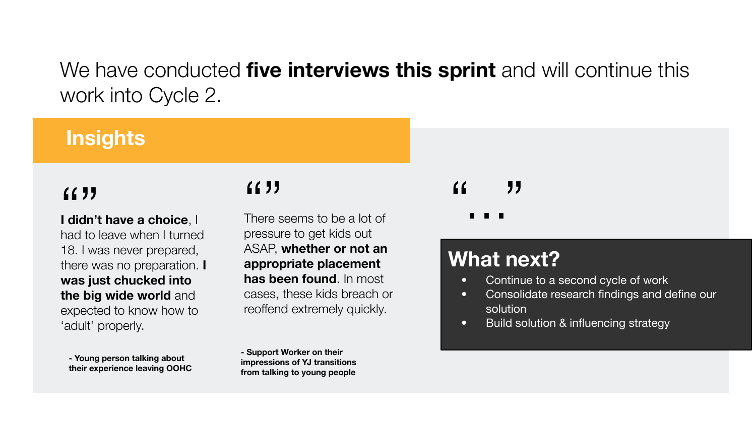We have conducted **five interviews this sprint** and will continue this work into Cycle 2.

## Insights

“”

**I didn’t have a choice**, I had to leave when I turned 18. I was never prepared, there was no preparation. **I was just chucked into the big wide world** and expected to know how to ‘adult’ properly.

**- Young person talking about their experience leaving OOHC**

“”

There seems to be a lot of pressure to get kids out ASAP, **whether or not an appropriate placement has been found**. In most cases, these kids breach or reoffend extremely quickly.

**- Support Worker on their impressions of YJ transitions from talking to young people**

“ ...”

## What next?

- Continue to a second cycle of work
- Consolidate research findings and define our solution
- Build solution & influencing strategy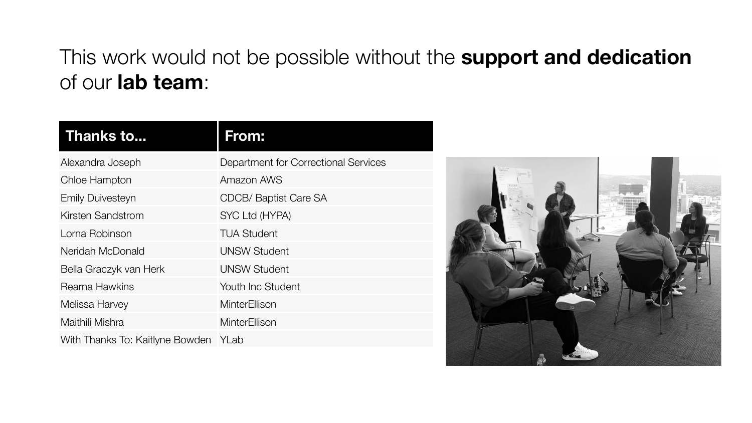This work would not be possible without the **support and dedication** of our **lab team**:

| Thanks to... | From: |
|---|---|
| Alexandra Joseph | Department for Correctional Services |
| Chloe Hampton | Amazon AWS |
| Emily Duivesteyn | CDCB/ Baptist Care SA |
| Kirsten Sandstrom | SYC Ltd (HYPA) |
| Lorna Robinson | TUA Student |
| Neridah McDonald | UNSW Student |
| Bella Graczyk van Herk | UNSW Student |
| Rearna Hawkins | Youth Inc Student |
| Melissa Harvey | MinterEllison |
| Maithili Mishra | MinterEllison |
| With Thanks To: Kaitlyne Bowden | YLab |